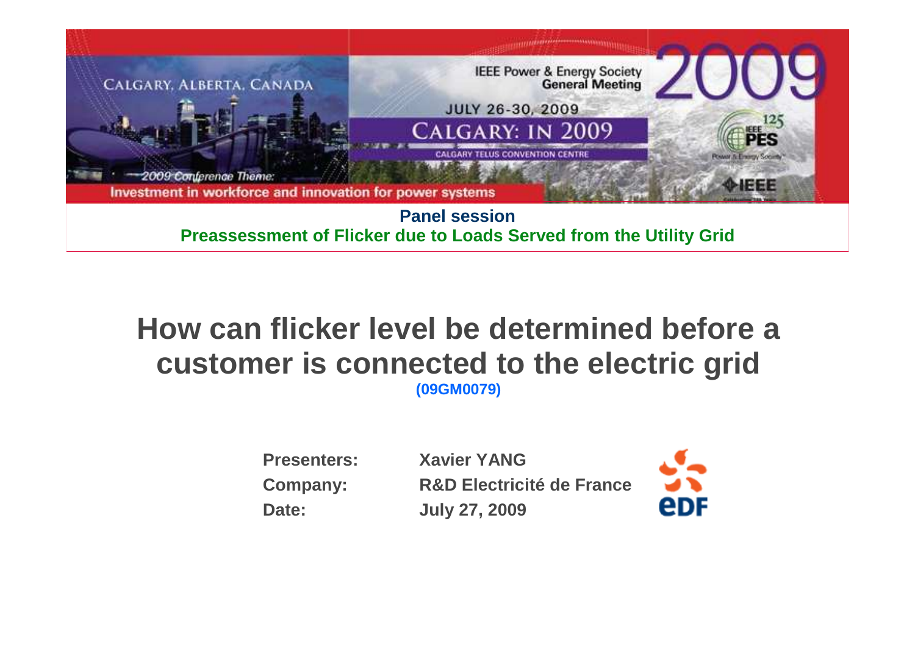CALGARY, ALBERTA, CANADA

IEEE Power & Energy Society General Meeting

JULY 26-30, 2009

CALGARY: IN 2009

CALGARY TELUS CONVENTION CENTRE

2009 Conference Theme:
Investment in workforce and innovation for power systems

**Panel session**

**Preassessment of Flicker due to Loads Served from the Utility Grid**

# How can flicker level be determined before a customer is connected to the electric grid

**(09GM0079)**

| | |
|---|---|
| **Presenters:** | **Xavier YANG** |
| **Company:** | **R&D Electricité de France** |
| **Date:** | **July 27, 2009** |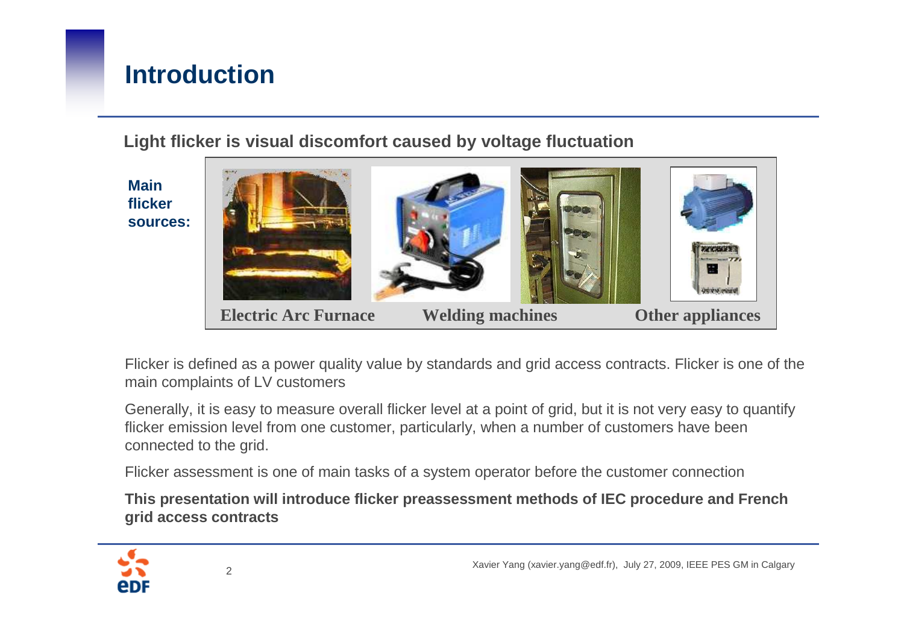# Introduction

**Light flicker is visual discomfort caused by voltage fluctuation**

**Main flicker sources:**

Electric Arc Furnace | Welding machines | Other appliances

Flicker is defined as a power quality value by standards and grid access contracts. Flicker is one of the main complaints of LV customers

Generally, it is easy to measure overall flicker level at a point of grid, but it is not very easy to quantify flicker emission level from one customer, particularly, when a number of customers have been connected to the grid.

Flicker assessment is one of main tasks of a system operator before the customer connection

**This presentation will introduce flicker preassessment methods of IEC procedure and French grid access contracts**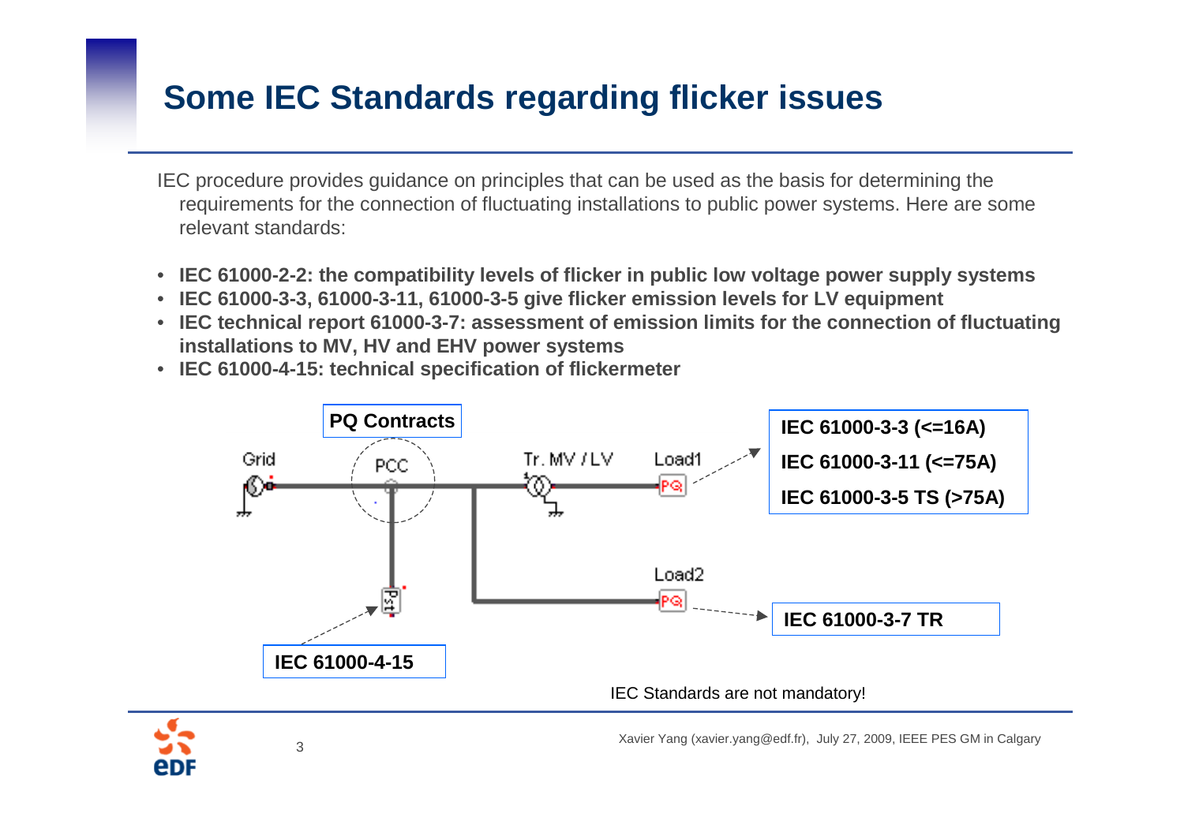# Some IEC Standards regarding flicker issues

IEC procedure provides guidance on principles that can be used as the basis for determining the requirements for the connection of fluctuating installations to public power systems. Here are some relevant standards:

- **IEC 61000-2-2: the compatibility levels of flicker in public low voltage power supply systems**
- **IEC 61000-3-3, 61000-3-11, 61000-3-5 give flicker emission levels for LV equipment**
- **IEC technical report 61000-3-7: assessment of emission limits for the connection of fluctuating installations to MV, HV and EHV power systems**
- **IEC 61000-4-15: technical specification of flickermeter**

**PQ Contracts**

Grid — PCC — Tr. MV / LV — Load1 — Load2 — Pst

**IEC 61000-3-3 (<=16A)**
**IEC 61000-3-11 (<=75A)**
**IEC 61000-3-5 TS (>75A)**

**IEC 61000-3-7 TR**

**IEC 61000-4-15**

IEC Standards are not mandatory!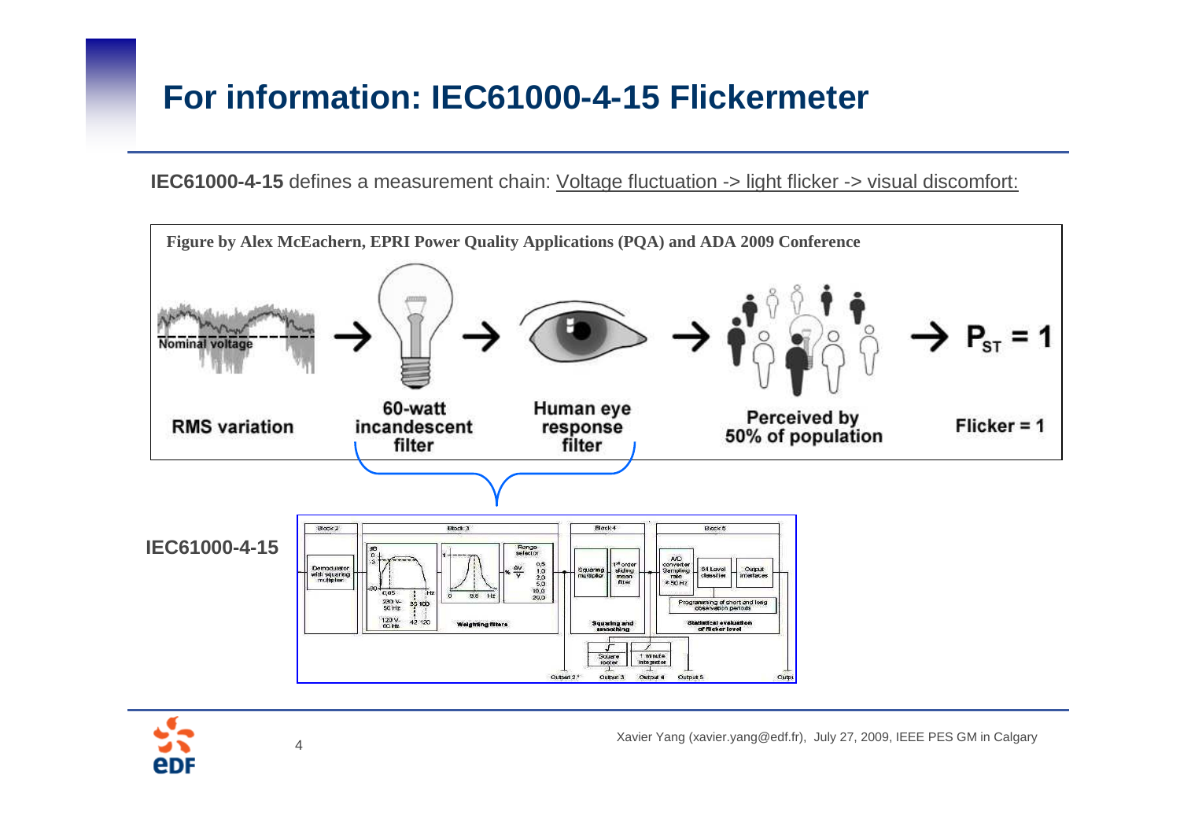# For information: IEC61000-4-15 Flickermeter

**IEC61000-4-15** defines a measurement chain: Voltage fluctuation -> light flicker -> visual discomfort:

**Figure by Alex McEachern, EPRI Power Quality Applications (PQA) and ADA 2009 Conference**

Nominal voltage

RMS variation → 60-watt incandescent filter → Human eye response filter → Perceived by 50% of population → $P_{ST} = 1$

Flicker = 1

**IEC61000-4-15**

Block 2: Demodulator with squaring multiplier

Block 3: Weighting filters (0,05 Hz; 230 V- 50 Hz: 35, 100; 120 V- 60 Hz: 42, 120; 8,8 Hz; Range selector $\frac{\Delta V}{V}$ %: 0,5, 1,0, 2,0, 5,0, 10,0, 20,0)

Block 4: Squaring and smoothing (Squaring multiplier; 1st order sliding mean filter)

Block 5: Statistical evaluation of flicker level (A/D converter Sampling rate ≥ 50 Hz; 64 Level classifier; Output interfaces; Programming of short and long observation periods)

Square rooter; 1 minute integrator

Output 2; Output 3; Output 4; Output 5; Output

Xavier Yang (xavier.yang@edf.fr), July 27, 2009, IEEE PES GM in Calgary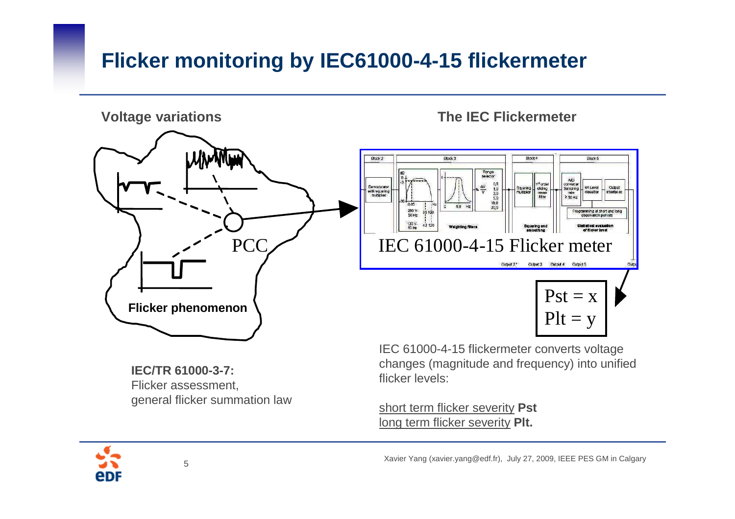# Flicker monitoring by IEC61000-4-15 flickermeter

**Voltage variations**

**The IEC Flickermeter**

PCC

**Flicker phenomenon**

IEC 61000-4-15 Flicker meter

Pst = x
Plt = y

**IEC/TR 61000-3-7:**
Flicker assessment,
general flicker summation law

IEC 61000-4-15 flickermeter converts voltage changes (magnitude and frequency) into unified flicker levels:

short term flicker severity **Pst**
long term flicker severity **Plt.**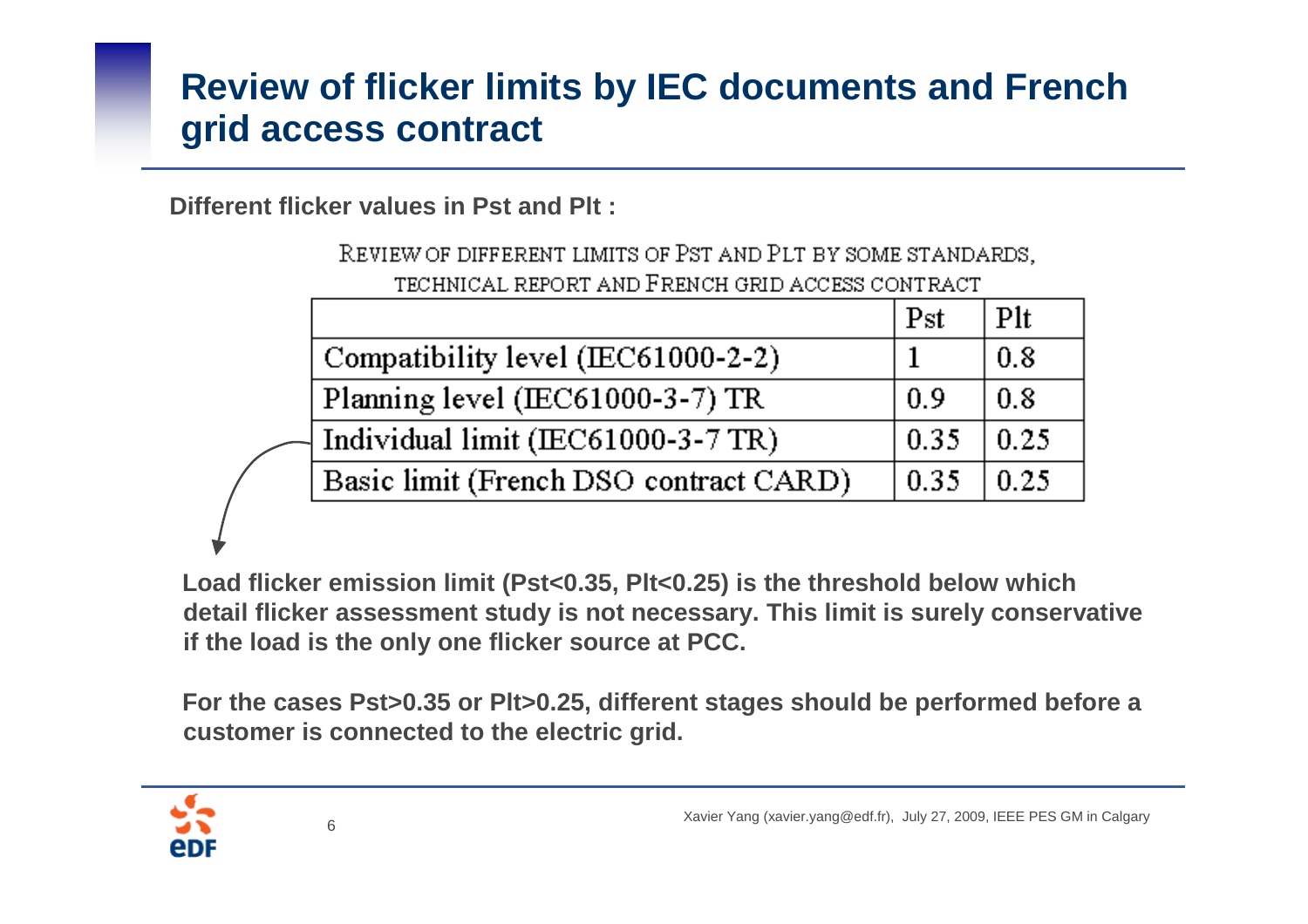# Review of flicker limits by IEC documents and French grid access contract

**Different flicker values in Pst and Plt :**

REVIEW OF DIFFERENT LIMITS OF PST AND PLT BY SOME STANDARDS, TECHNICAL REPORT AND FRENCH GRID ACCESS CONTRACT

| | Pst | Plt |
|---|---|---|
| Compatibility level (IEC61000-2-2) | 1 | 0.8 |
| Planning level (IEC61000-3-7) TR | 0.9 | 0.8 |
| Individual limit (IEC61000-3-7 TR) | 0.35 | 0.25 |
| Basic limit (French DSO contract CARD) | 0.35 | 0.25 |

**Load flicker emission limit (Pst<0.35, Plt<0.25) is the threshold below which detail flicker assessment study is not necessary. This limit is surely conservative if the load is the only one flicker source at PCC.**

**For the cases Pst>0.35 or Plt>0.25, different stages should be performed before a customer is connected to the electric grid.**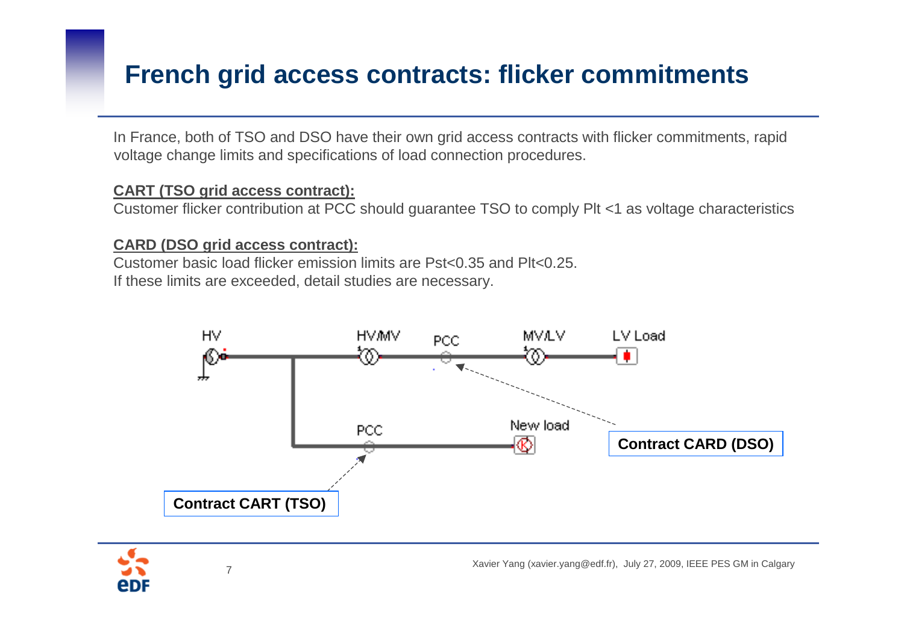# French grid access contracts: flicker commitments

In France, both of TSO and DSO have their own grid access contracts with flicker commitments, rapid voltage change limits and specifications of load connection procedures.

**CART (TSO grid access contract):**

Customer flicker contribution at PCC should guarantee TSO to comply Plt <1 as voltage characteristics

**CARD (DSO grid access contract):**

Customer basic load flicker emission limits are Pst<0.35 and Plt<0.25.
If these limits are exceeded, detail studies are necessary.

HV — HV/MV — PCC — MV/LV — LV Load

PCC — New load

**Contract CARD (DSO)**

**Contract CART (TSO)**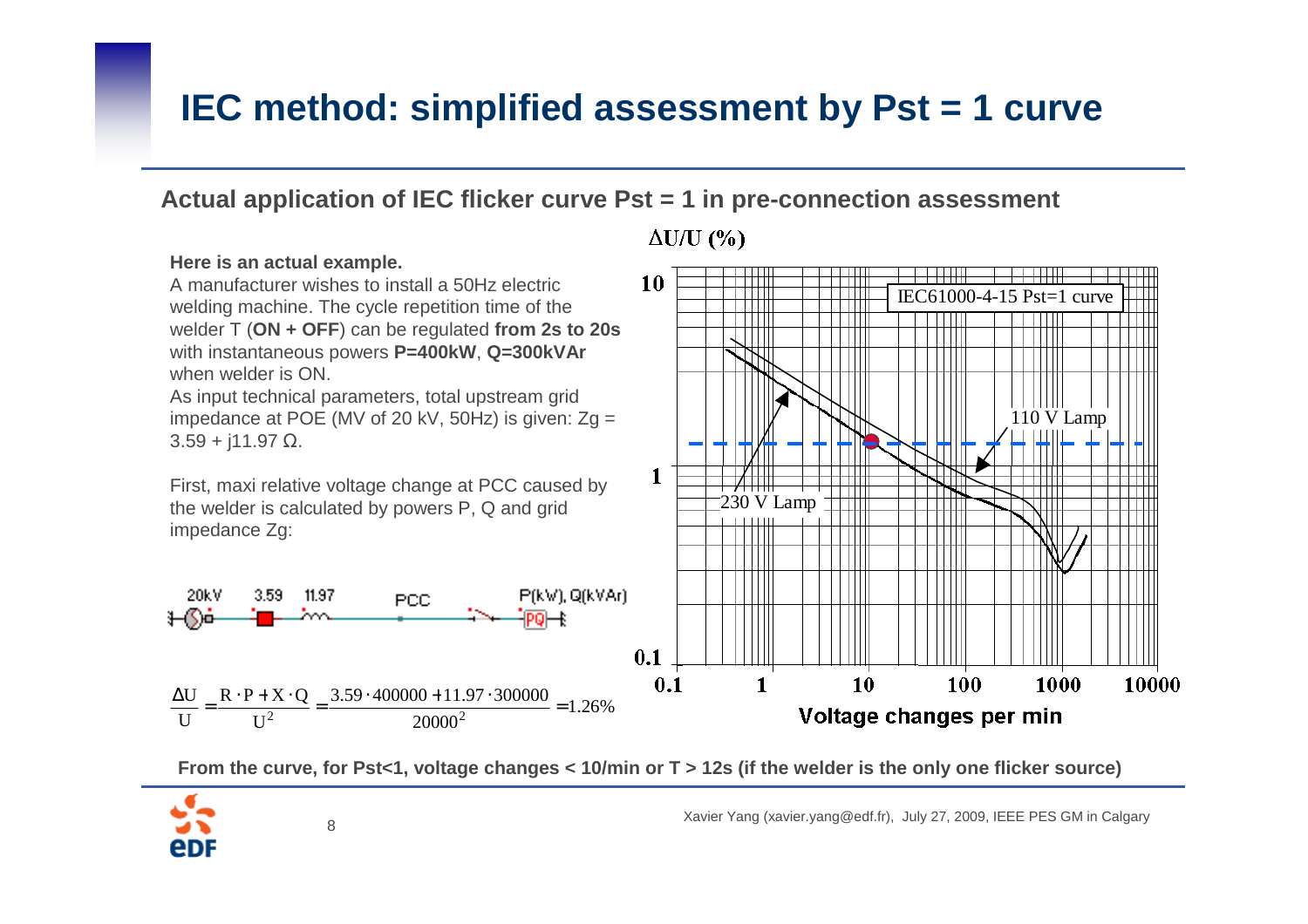# IEC method: simplified assessment by Pst = 1 curve

## Actual application of IEC flicker curve Pst = 1 in pre-connection assessment

**Here is an actual example.**

A manufacturer wishes to install a 50Hz electric welding machine. The cycle repetition time of the welder T (**ON + OFF**) can be regulated **from 2s to 20s** with instantaneous powers **P=400kW**, **Q=300kVAr** when welder is ON.

As input technical parameters, total upstream grid impedance at POE (MV of 20 kV, 50Hz) is given: Zg = 3.59 + j11.97 Ω.

First, maxi relative voltage change at PCC caused by the welder is calculated by powers P, Q and grid impedance Zg:

20kV — 3.59 — 11.97 — PCC — P(kW), Q(kVAr)

$$\frac{\Delta U}{U} = \frac{R \cdot P + X \cdot Q}{U^2} = \frac{3.59 \cdot 400000 + 11.97 \cdot 300000}{20000^2} = 1.26\%$$

ΔU/U (%)

IEC61000-4-15 Pst=1 curve

110 V Lamp

230 V Lamp

Voltage changes per min

**From the curve, for Pst<1, voltage changes < 10/min or T > 12s (if the welder is the only one flicker source)**

Xavier Yang (xavier.yang@edf.fr), July 27, 2009, IEEE PES GM in Calgary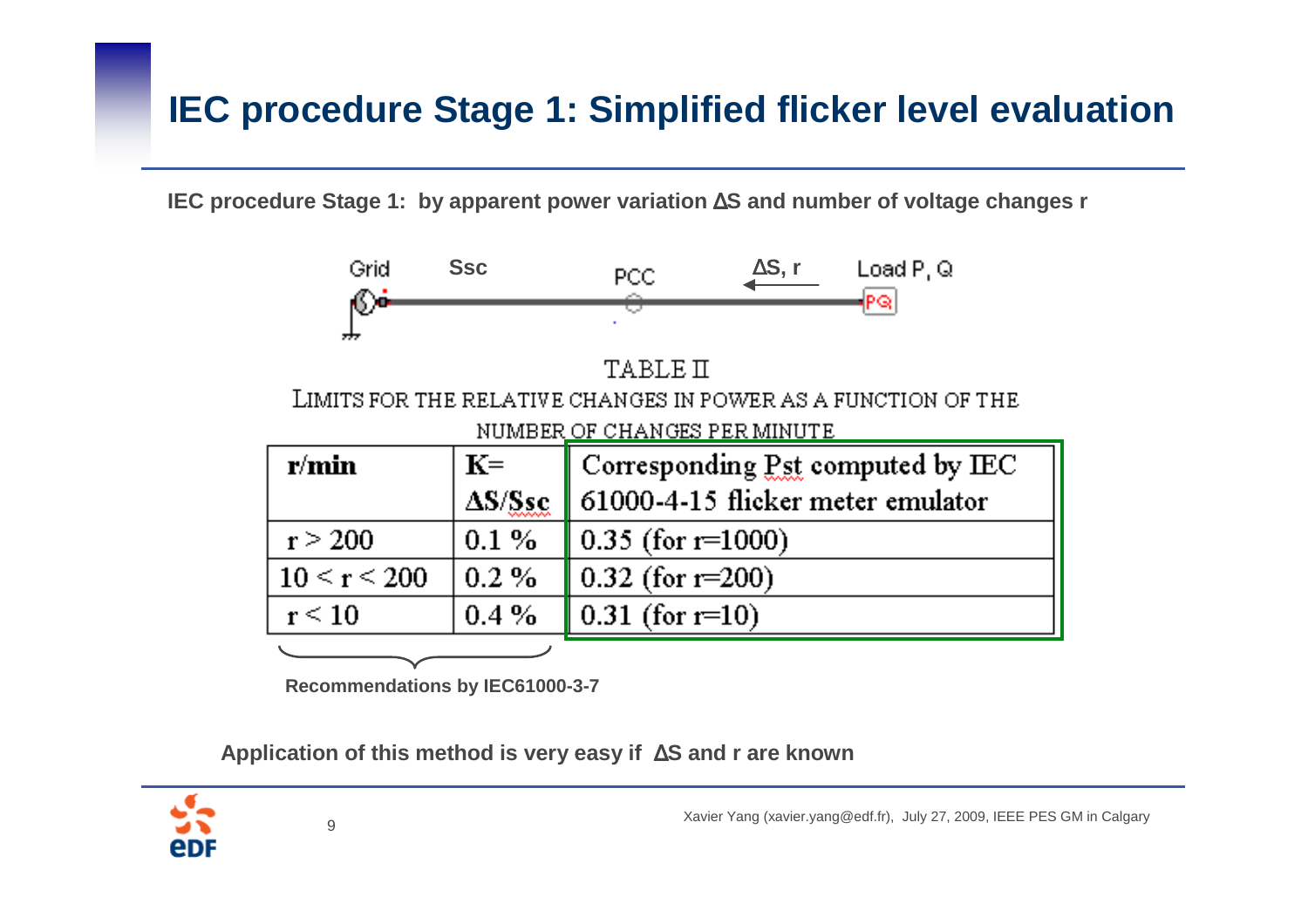# IEC procedure Stage 1: Simplified flicker level evaluation

**IEC procedure Stage 1: by apparent power variation $\Delta S$ and number of voltage changes r**

Grid Ssc PCC $\Delta S$, r Load P, Q

TABLE II

LIMITS FOR THE RELATIVE CHANGES IN POWER AS A FUNCTION OF THE NUMBER OF CHANGES PER MINUTE

| r/min | K= $\Delta S/Ssc$ | Corresponding Pst computed by IEC 61000-4-15 flicker meter emulator |
|---|---|---|
| r > 200 | 0.1 % | 0.35 (for r=1000) |
| 10 < r < 200 | 0.2 % | 0.32 (for r=200) |
| r < 10 | 0.4 % | 0.31 (for r=10) |

**Recommendations by IEC61000-3-7**

**Application of this method is very easy if $\Delta S$ and r are known**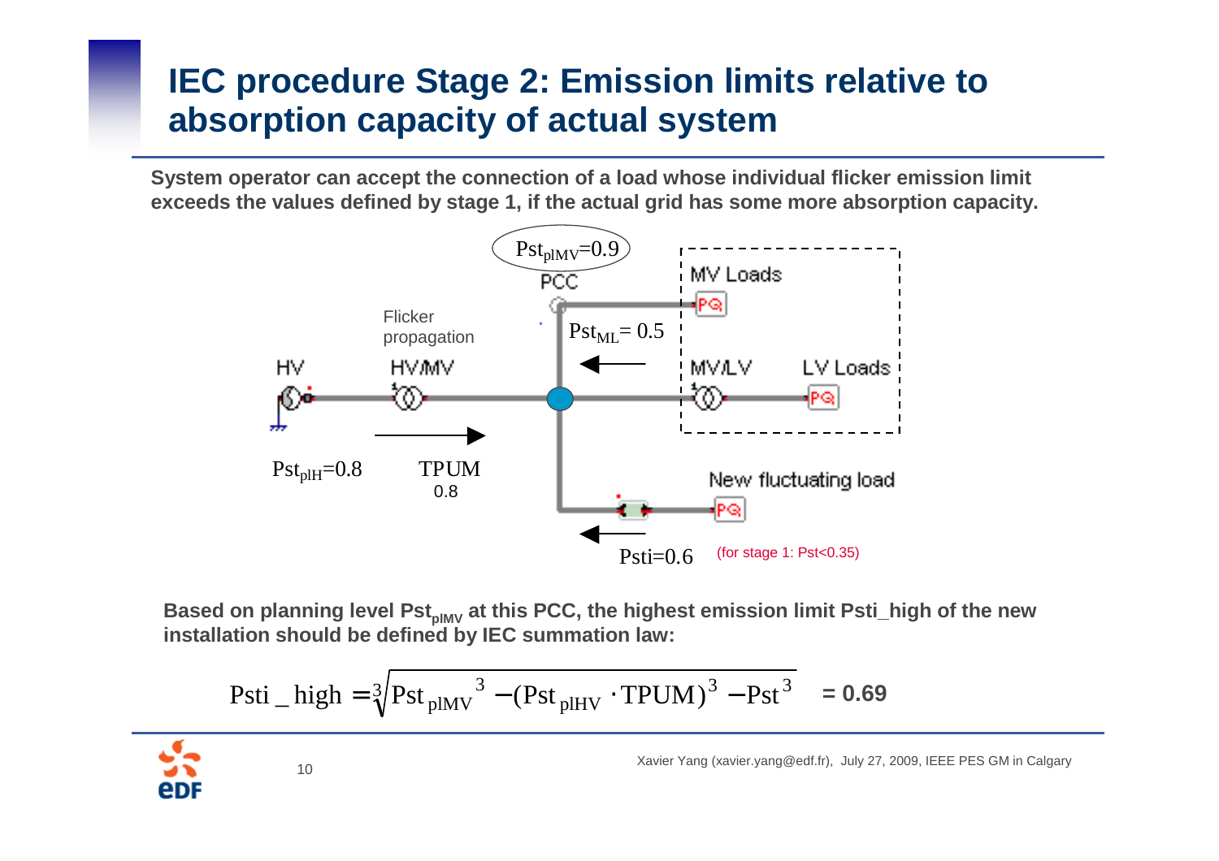# IEC procedure Stage 2: Emission limits relative to absorption capacity of actual system

**System operator can accept the connection of a load whose individual flicker emission limit exceeds the values defined by stage 1, if the actual grid has some more absorption capacity.**

$Pst_{plMV}=0.9$

PCC

MV Loads

Flicker propagation

$Pst_{ML}= 0.5$

HV HV/MV MV/LV LV Loads

$Pst_{plH}=0.8$

TPUM 0.8

New fluctuating load

Psti=0.6 (for stage 1: Pst<0.35)

**Based on planning level $Pst_{plMV}$ at this PCC, the highest emission limit Psti_high of the new installation should be defined by IEC summation law:**

$$\text{Psti\_high} = \sqrt[3]{\text{Pst}_{\text{plMV}}^{\;3} - (\text{Pst}_{\text{plHV}} \cdot \text{TPUM})^3 - \text{Pst}^3} \quad = 0.69$$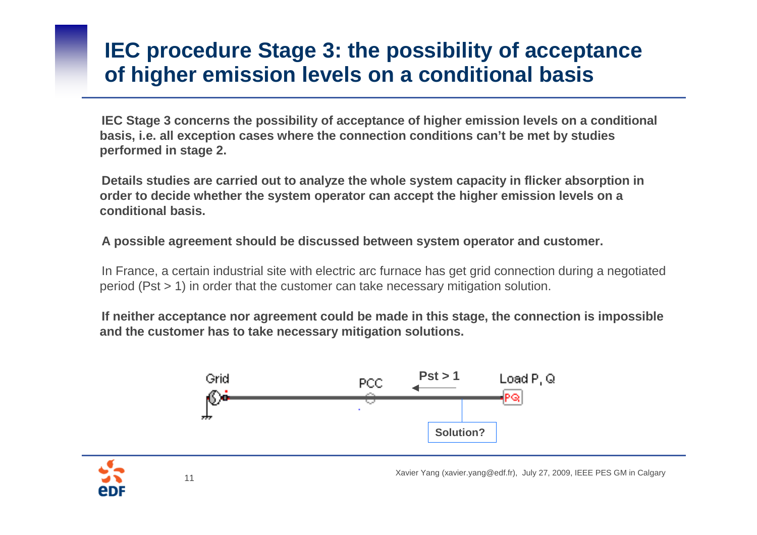# IEC procedure Stage 3: the possibility of acceptance of higher emission levels on a conditional basis

**IEC Stage 3 concerns the possibility of acceptance of higher emission levels on a conditional basis, i.e. all exception cases where the connection conditions can't be met by studies performed in stage 2.**

**Details studies are carried out to analyze the whole system capacity in flicker absorption in order to decide whether the system operator can accept the higher emission levels on a conditional basis.**

**A possible agreement should be discussed between system operator and customer.**

In France, a certain industrial site with electric arc furnace has get grid connection during a negotiated period (Pst > 1) in order that the customer can take necessary mitigation solution.

**If neither acceptance nor agreement could be made in this stage, the connection is impossible and the customer has to take necessary mitigation solutions.**

Grid — PCC — **Pst > 1** — Load P, Q

**Solution?**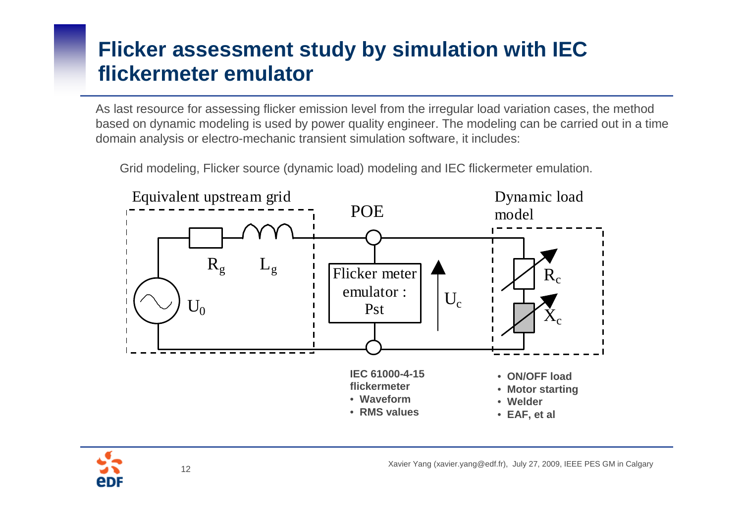# Flicker assessment study by simulation with IEC flickermeter emulator

As last resource for assessing flicker emission level from the irregular load variation cases, the method based on dynamic modeling is used by power quality engineer. The modeling can be carried out in a time domain analysis or electro-mechanic transient simulation software, it includes:

Grid modeling, Flicker source (dynamic load) modeling and IEC flickermeter emulation.

Equivalent upstream grid — $R_g$, $L_g$, $U_0$

POE — Flicker meter emulator : Pst — $U_c$

Dynamic load model — $R_c$, $X_c$

**IEC 61000-4-15 flickermeter**

- **Waveform**
- **RMS values**

- **ON/OFF load**
- **Motor starting**
- **Welder**
- **EAF, et al**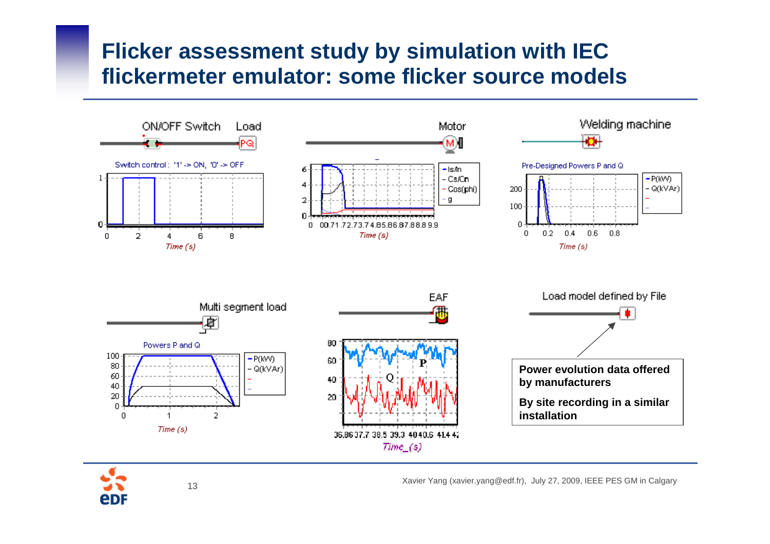# Flicker assessment study by simulation with IEC flickermeter emulator: some flicker source models

ON/OFF Switch — Load

Switch control : '1' -> ON, '0' -> OFF

Motor

Welding machine

Pre-Designed Powers P and Q

Multi segment load

Powers P and Q

EAF

Load model defined by File

**Power evolution data offered by manufacturers**

**By site recording in a similar installation**

Xavier Yang (xavier.yang@edf.fr), July 27, 2009, IEEE PES GM in Calgary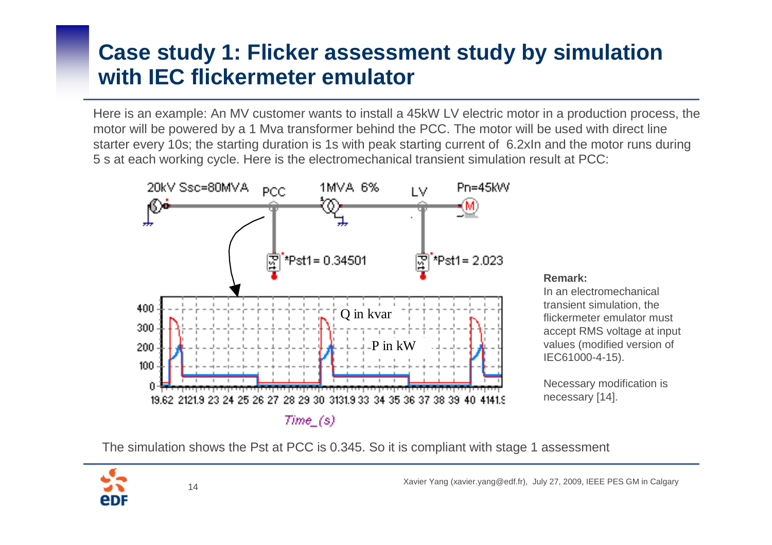# Case study 1: Flicker assessment study by simulation with IEC flickermeter emulator

Here is an example: An MV customer wants to install a 45kW LV electric motor in a production process, the motor will be powered by a 1 Mva transformer behind the PCC. The motor will be used with direct line starter every 10s; the starting duration is 1s with peak starting current of 6.2xIn and the motor runs during 5 s at each working cycle. Here is the electromechanical transient simulation result at PCC:

20kV Ssc=80MVA — PCC — 1MVA 6% — LV — Pn=45kW

*Pst1= 0.34501 (PCC) *Pst1= 2.023 (LV)

Q in kvar / P in kW — Time_(s)

**Remark:**
In an electromechanical transient simulation, the flickermeter emulator must accept RMS voltage at input values (modified version of IEC61000-4-15).

Necessary modification is necessary [14].

The simulation shows the Pst at PCC is 0.345. So it is compliant with stage 1 assessment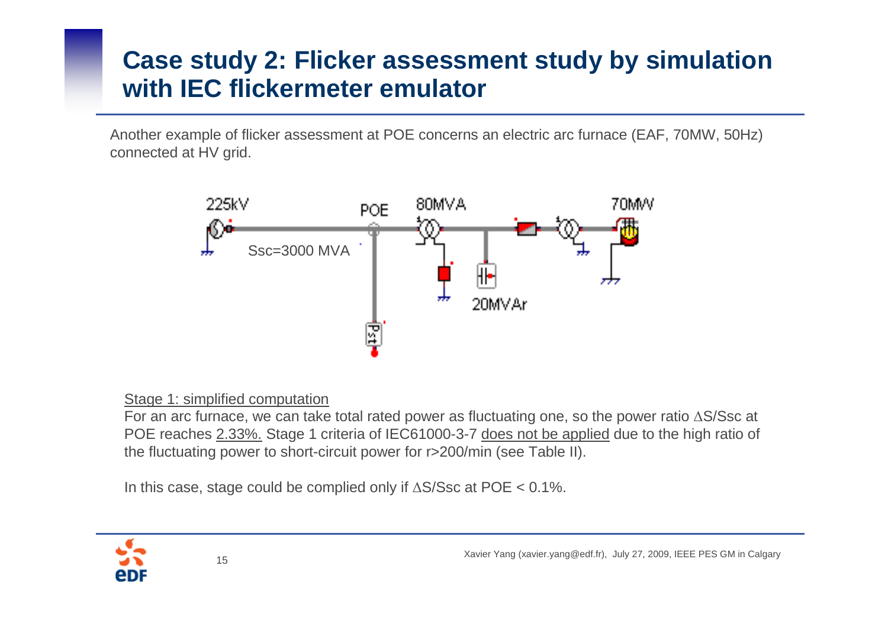# Case study 2: Flicker assessment study by simulation with IEC flickermeter emulator

Another example of flicker assessment at POE concerns an electric arc furnace (EAF, 70MW, 50Hz) connected at HV grid.

225kV

Ssc=3000 MVA

POE

80MVA

20MVAr

70MW

Pst

Stage 1: simplified computation

For an arc furnace, we can take total rated power as fluctuating one, so the power ratio $\Delta S/Ssc$ at POE reaches 2.33%. Stage 1 criteria of IEC61000-3-7 does not be applied due to the high ratio of the fluctuating power to short-circuit power for r>200/min (see Table II).

In this case, stage could be complied only if $\Delta S/Ssc$ at POE < 0.1%.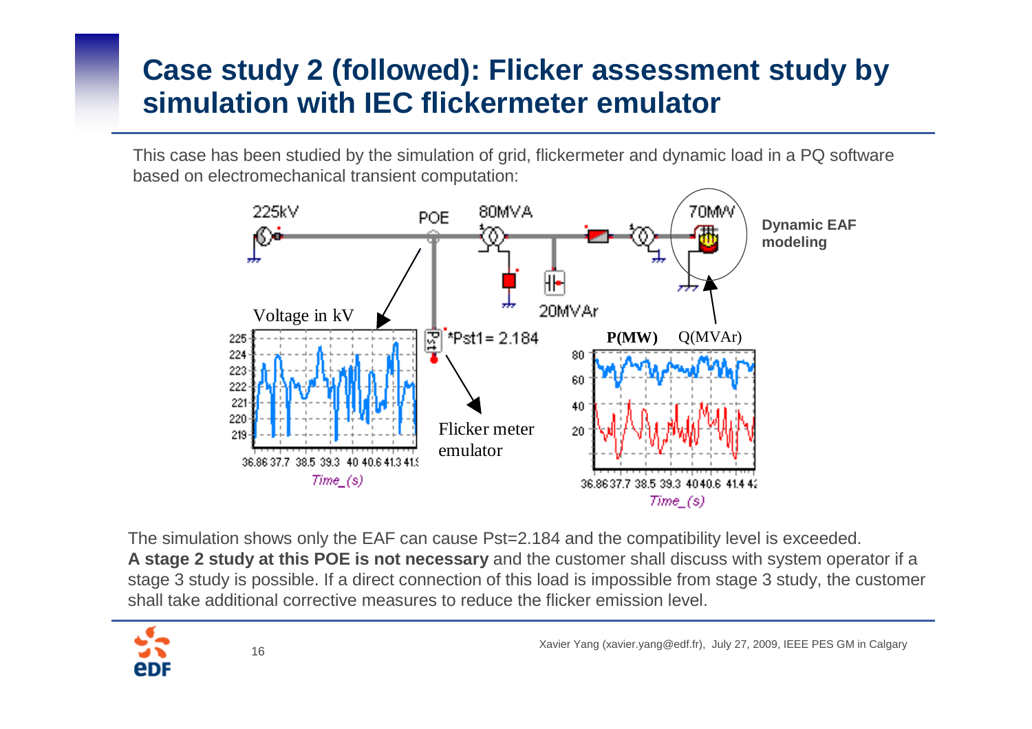# Case study 2 (followed): Flicker assessment study by simulation with IEC flickermeter emulator

This case has been studied by the simulation of grid, flickermeter and dynamic load in a PQ software based on electromechanical transient computation:

225kV — POE — 80MVA — 20MVAr — 70MW — Dynamic EAF modeling

Voltage in kV

*Pst1= 2.184

Flicker meter emulator

**P(MW)** Q(MVAr)

*Time_(s)*

The simulation shows only the EAF can cause Pst=2.184 and the compatibility level is exceeded.
**A stage 2 study at this POE is not necessary** and the customer shall discuss with system operator if a stage 3 study is possible. If a direct connection of this load is impossible from stage 3 study, the customer shall take additional corrective measures to reduce the flicker emission level.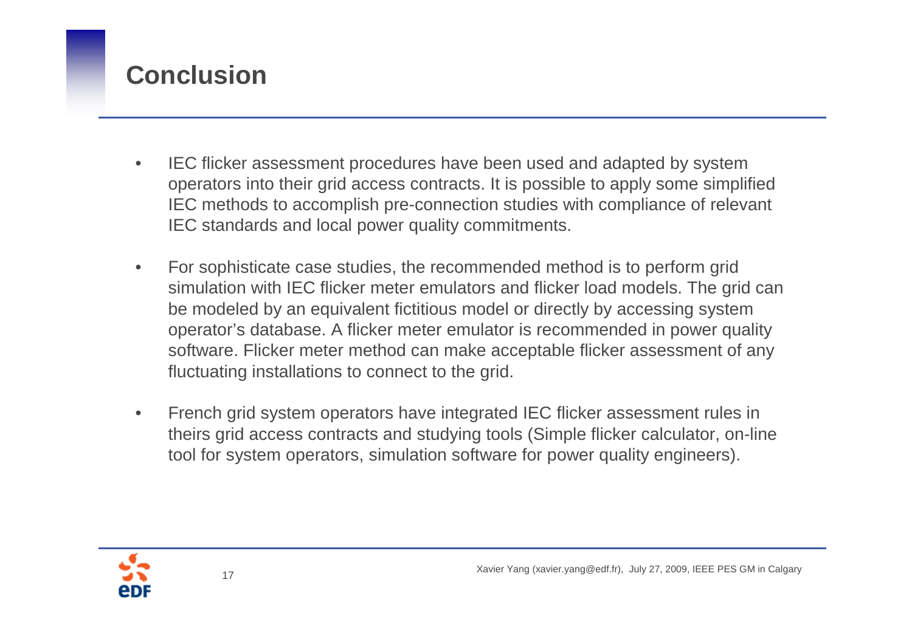# Conclusion

- IEC flicker assessment procedures have been used and adapted by system operators into their grid access contracts. It is possible to apply some simplified IEC methods to accomplish pre-connection studies with compliance of relevant IEC standards and local power quality commitments.
- For sophisticate case studies, the recommended method is to perform grid simulation with IEC flicker meter emulators and flicker load models. The grid can be modeled by an equivalent fictitious model or directly by accessing system operator's database. A flicker meter emulator is recommended in power quality software. Flicker meter method can make acceptable flicker assessment of any fluctuating installations to connect to the grid.
- French grid system operators have integrated IEC flicker assessment rules in theirs grid access contracts and studying tools (Simple flicker calculator, on-line tool for system operators, simulation software for power quality engineers).